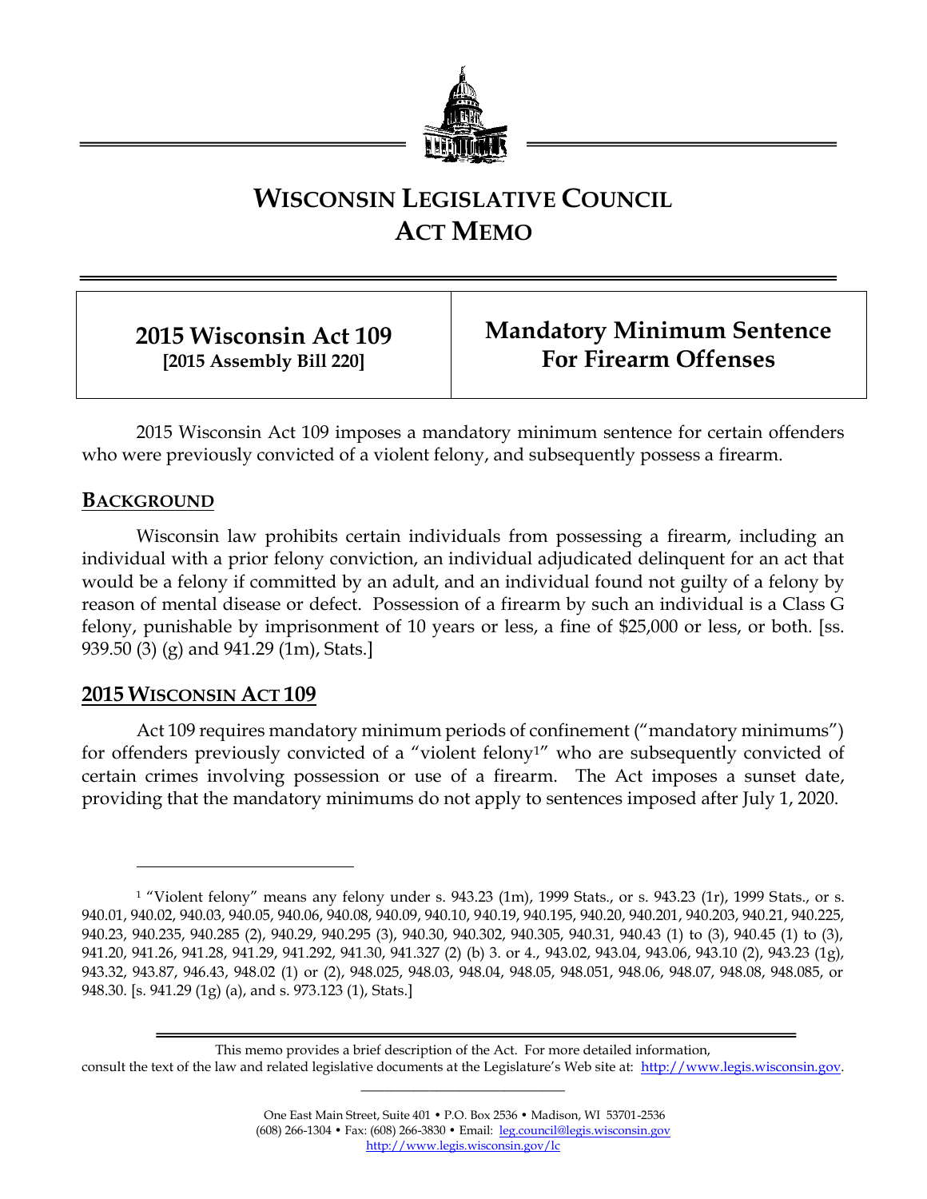# WISCONSIN LEGISLATIVE COUNCIL ACT MEMO

| **2015 Wisconsin Act 109** **[2015 Assembly Bill 220]** | **Mandatory Minimum Sentence For Firearm Offenses** |
| --- | --- |

2015 Wisconsin Act 109 imposes a mandatory minimum sentence for certain offenders who were previously convicted of a violent felony, and subsequently possess a firearm.

## BACKGROUND

Wisconsin law prohibits certain individuals from possessing a firearm, including an individual with a prior felony conviction, an individual adjudicated delinquent for an act that would be a felony if committed by an adult, and an individual found not guilty of a felony by reason of mental disease or defect. Possession of a firearm by such an individual is a Class G felony, punishable by imprisonment of 10 years or less, a fine of $25,000 or less, or both. [ss. 939.50 (3) (g) and 941.29 (1m), Stats.]

## 2015 WISCONSIN ACT 109

Act 109 requires mandatory minimum periods of confinement ("mandatory minimums") for offenders previously convicted of a "violent felony[1]" who are subsequently convicted of certain crimes involving possession or use of a firearm. The Act imposes a sunset date, providing that the mandatory minimums do not apply to sentences imposed after July 1, 2020.

---

[1] "Violent felony" means any felony under s. 943.23 (1m), 1999 Stats., or s. 943.23 (1r), 1999 Stats., or s. 940.01, 940.02, 940.03, 940.05, 940.06, 940.08, 940.09, 940.10, 940.19, 940.195, 940.20, 940.201, 940.203, 940.21, 940.225, 940.23, 940.235, 940.285 (2), 940.29, 940.295 (3), 940.30, 940.302, 940.305, 940.31, 940.43 (1) to (3), 940.45 (1) to (3), 941.20, 941.26, 941.28, 941.29, 941.292, 941.30, 941.327 (2) (b) 3. or 4., 943.02, 943.04, 943.06, 943.10 (2), 943.23 (1g), 943.32, 943.87, 946.43, 948.02 (1) or (2), 948.025, 948.03, 948.04, 948.05, 948.051, 948.06, 948.07, 948.08, 948.085, or 948.30. [s. 941.29 (1g) (a), and s. 973.123 (1), Stats.]

---

This memo provides a brief description of the Act. For more detailed information, consult the text of the law and related legislative documents at the Legislature's Web site at: http://www.legis.wisconsin.gov.

One East Main Street, Suite 401 • P.O. Box 2536 • Madison, WI 53701-2536
(608) 266-1304 • Fax: (608) 266-3830 • Email: leg.council@legis.wisconsin.gov
http://www.legis.wisconsin.gov/lc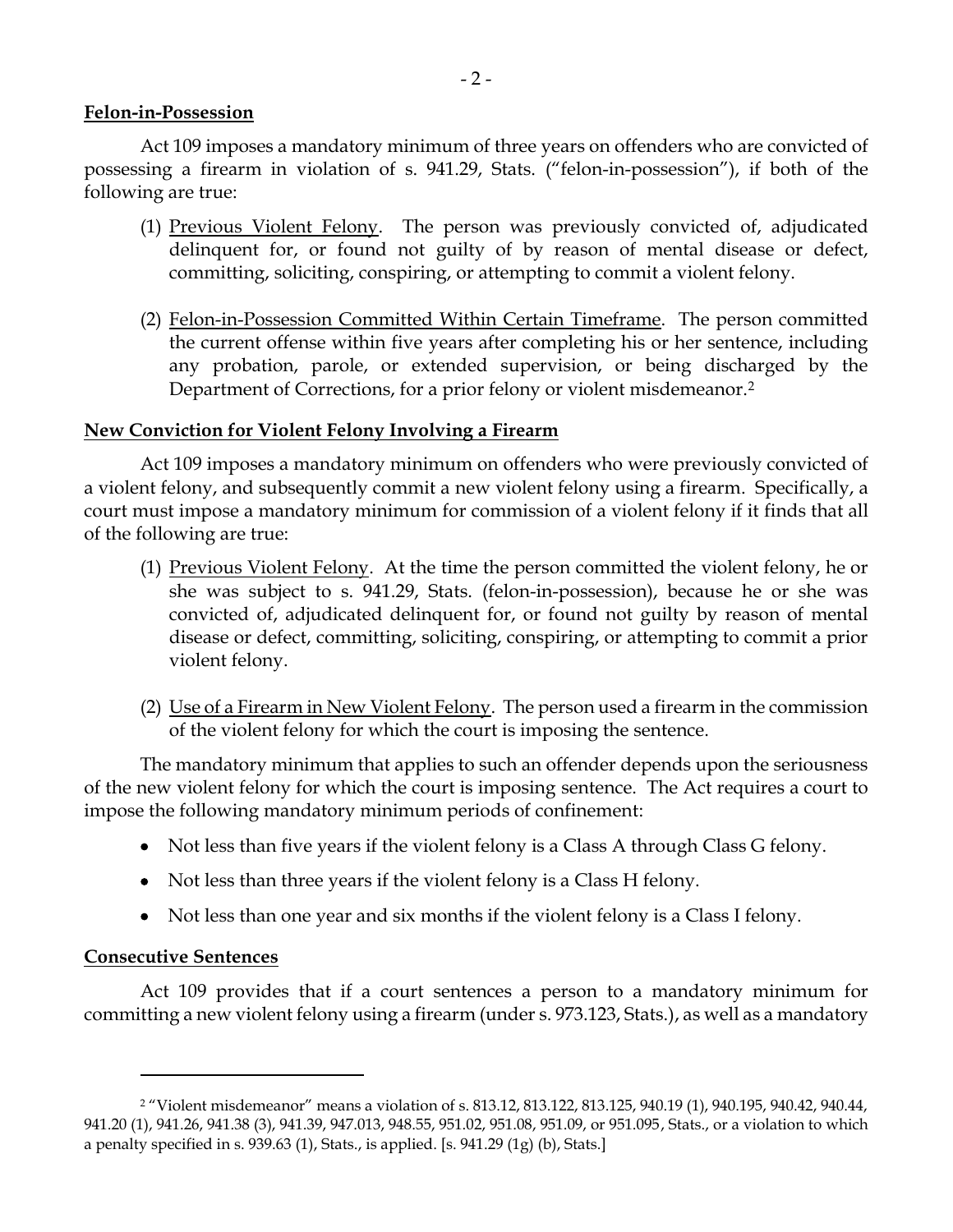**Felon-in-Possession**

Act 109 imposes a mandatory minimum of three years on offenders who are convicted of possessing a firearm in violation of s. 941.29, Stats. ("felon-in-possession"), if both of the following are true:

(1) Previous Violent Felony. The person was previously convicted of, adjudicated delinquent for, or found not guilty of by reason of mental disease or defect, committing, soliciting, conspiring, or attempting to commit a violent felony.

(2) Felon-in-Possession Committed Within Certain Timeframe. The person committed the current offense within five years after completing his or her sentence, including any probation, parole, or extended supervision, or being discharged by the Department of Corrections, for a prior felony or violent misdemeanor.[2]

**New Conviction for Violent Felony Involving a Firearm**

Act 109 imposes a mandatory minimum on offenders who were previously convicted of a violent felony, and subsequently commit a new violent felony using a firearm. Specifically, a court must impose a mandatory minimum for commission of a violent felony if it finds that all of the following are true:

(1) Previous Violent Felony. At the time the person committed the violent felony, he or she was subject to s. 941.29, Stats. (felon-in-possession), because he or she was convicted of, adjudicated delinquent for, or found not guilty by reason of mental disease or defect, committing, soliciting, conspiring, or attempting to commit a prior violent felony.

(2) Use of a Firearm in New Violent Felony. The person used a firearm in the commission of the violent felony for which the court is imposing the sentence.

The mandatory minimum that applies to such an offender depends upon the seriousness of the new violent felony for which the court is imposing sentence. The Act requires a court to impose the following mandatory minimum periods of confinement:

- Not less than five years if the violent felony is a Class A through Class G felony.
- Not less than three years if the violent felony is a Class H felony.
- Not less than one year and six months if the violent felony is a Class I felony.

**Consecutive Sentences**

Act 109 provides that if a court sentences a person to a mandatory minimum for committing a new violent felony using a firearm (under s. 973.123, Stats.), as well as a mandatory

---

[2] "Violent misdemeanor" means a violation of s. 813.12, 813.122, 813.125, 940.19 (1), 940.195, 940.42, 940.44, 941.20 (1), 941.26, 941.38 (3), 941.39, 947.013, 948.55, 951.02, 951.08, 951.09, or 951.095, Stats., or a violation to which a penalty specified in s. 939.63 (1), Stats., is applied. [s. 941.29 (1g) (b), Stats.]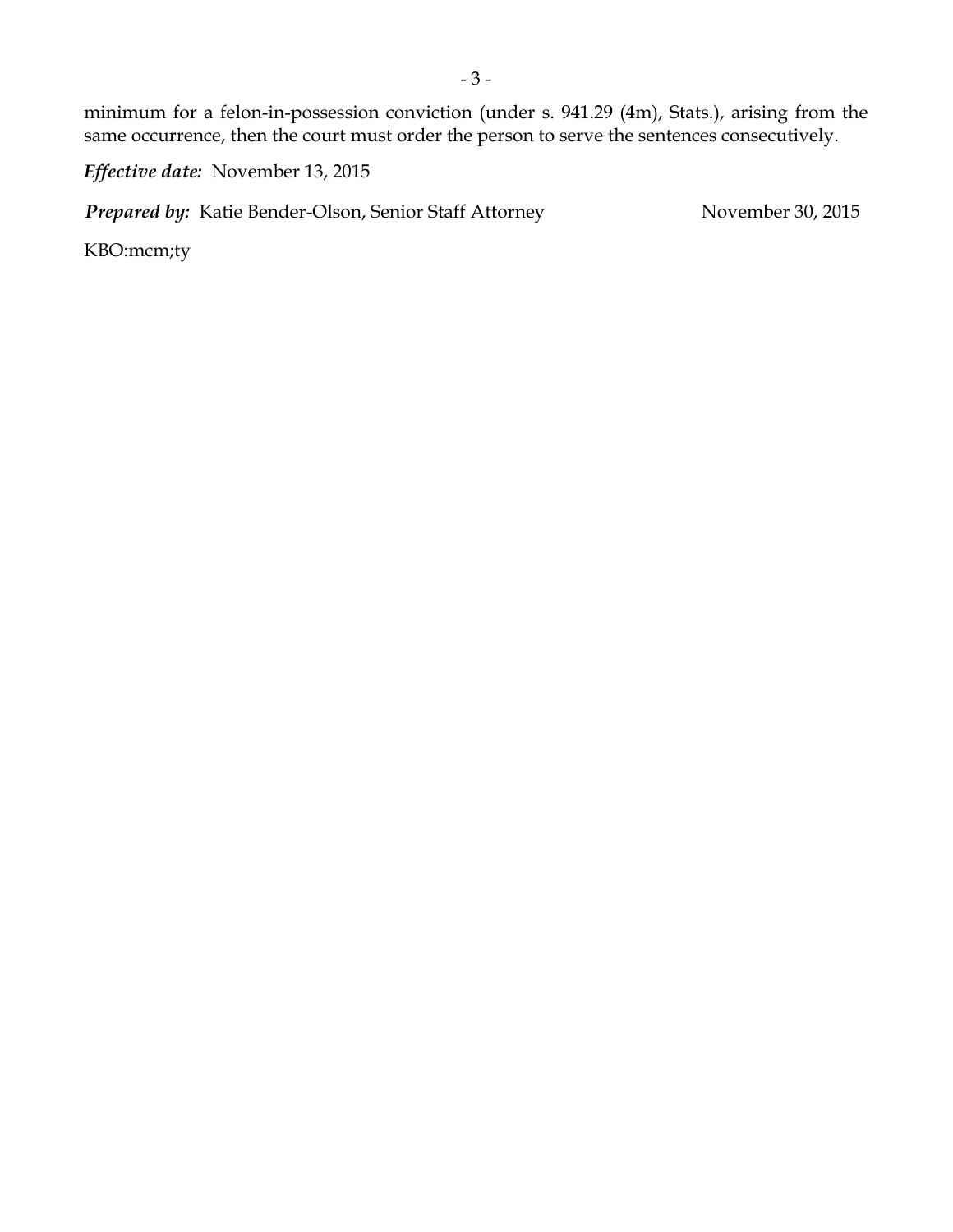minimum for a felon-in-possession conviction (under s. 941.29 (4m), Stats.), arising from the same occurrence, then the court must order the person to serve the sentences consecutively.

***Effective date:*** November 13, 2015

***Prepared by:*** Katie Bender-Olson, Senior Staff Attorney November 30, 2015

KBO:mcm;ty